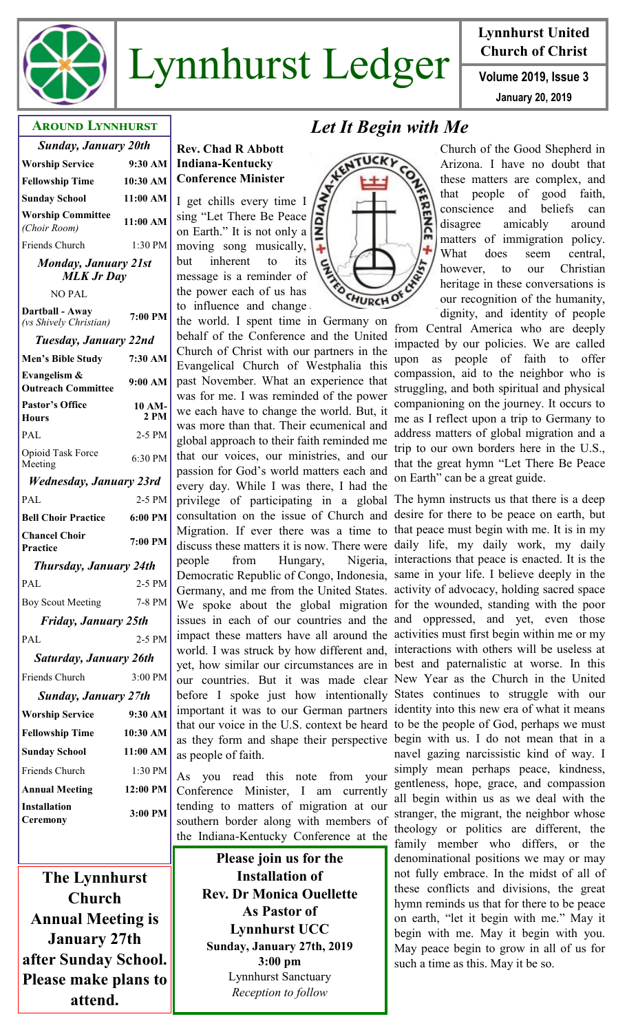# Lynnhurst Ledger

**Lynnhurst United Church of Christ**

**Volume 2019, Issue 3**

**January 20, 2019**

## Around Lynnhurst

| | |
|---|---|
| ***Sunday, January 20th*** | |
| **Worship Service** | **9:30 AM** |
| **Fellowship Time** | **10:30 AM** |
| **Sunday School** | **11:00 AM** |
| **Worship Committee** *(Choir Room)* | **11:00 AM** |
| Friends Church | 1:30 PM |
| ***Monday, January 21st MLK Jr Day*** | |
| NO PAL | |
| **Dartball - Away** *(vs Shively Christian)* | **7:00 PM** |
| ***Tuesday, January 22nd*** | |
| **Men's Bible Study** | **7:30 AM** |
| **Evangelism & Outreach Committee** | **9:00 AM** |
| **Pastor's Office Hours** | **10 AM-2 PM** |
| PAL | 2-5 PM |
| Opioid Task Force Meeting | 6:30 PM |
| ***Wednesday, January 23rd*** | |
| PAL | 2-5 PM |
| **Bell Choir Practice** | **6:00 PM** |
| **Chancel Choir Practice** | **7:00 PM** |
| ***Thursday, January 24th*** | |
| PAL | 2-5 PM |
| Boy Scout Meeting | 7-8 PM |
| ***Friday, January 25th*** | |
| PAL | 2-5 PM |
| ***Saturday, January 26th*** | |
| Friends Church | 3:00 PM |
| ***Sunday, January 27th*** | |
| **Worship Service** | **9:30 AM** |
| **Fellowship Time** | **10:30 AM** |
| **Sunday School** | **11:00 AM** |
| Friends Church | 1:30 PM |
| **Annual Meeting** | **12:00 PM** |
| **Installation Ceremony** | **3:00 PM** |

**The Lynnhurst Church Annual Meeting is January 27th after Sunday School. Please make plans to attend.**

## *Let It Begin with Me*

**Rev. Chad R Abbott**
**Indiana-Kentucky Conference Minister**

I get chills every time I sing "Let There Be Peace on Earth." It is not only a moving song musically, but inherent to its message is a reminder of the power each of us has to influence and change the world. I spent time in Germany on behalf of the Conference and the United Church of Christ with our partners in the Evangelical Church of Westphalia this past November. What an experience that was for me. I was reminded of the power we each have to change the world. But, it was more than that. Their ecumenical and global approach to their faith reminded me that our voices, our ministries, and our passion for God's world matters each and every day. While I was there, I had the privilege of participating in a global consultation on the issue of Church and Migration. If ever there was a time to discuss these matters it is now. There were people from Hungary, Nigeria, Democratic Republic of Congo, Indonesia, Germany, and me from the United States. We spoke about the global migration issues in each of our countries and the impact these matters have all around the world. I was struck by how different and, yet, how similar our circumstances are in our countries. But it was made clear before I spoke just how intentionally important it was to our German partners that our voice in the U.S. context be heard as they form and shape their perspective as people of faith.

As you read this note from your Conference Minister, I am currently tending to matters of migration at our southern border along with members of the Indiana-Kentucky Conference at the Church of the Good Shepherd in Arizona. I have no doubt that these matters are complex, and that people of good faith, conscience and beliefs can disagree amicably around matters of immigration policy. What does seem central, however, to our Christian heritage in these conversations is our recognition of the humanity, dignity, and identity of people from Central America who are deeply impacted by our policies. We are called upon as people of faith to offer compassion, aid to the neighbor who is struggling, and both spiritual and physical companioning on the journey. It occurs to me as I reflect upon a trip to Germany to address matters of global migration and a trip to our own borders here in the U.S., that the great hymn "Let There Be Peace on Earth" can be a great guide.

The hymn instructs us that there is a deep desire for there to be peace on earth, but that peace must begin with me. It is in my daily life, my daily work, my daily interactions that peace is enacted. It is the same in your life. I believe deeply in the activity of advocacy, holding sacred space for the wounded, standing with the poor and oppressed, and yet, even those activities must first begin within me or my interactions with others will be useless at best and paternalistic at worse. In this New Year as the Church in the United States continues to struggle with our identity into this new era of what it means to be the people of God, perhaps we must begin with us. I do not mean that in a navel gazing narcissistic kind of way. I simply mean perhaps peace, kindness, gentleness, hope, grace, and compassion all begin within us as we deal with the stranger, the migrant, the neighbor whose theology or politics are different, the family member who differs, or the denominational positions we may or may not fully embrace. In the midst of all of these conflicts and divisions, the great hymn reminds us that for there to be peace on earth, "let it begin with me." May it begin with me. May it begin with you. May peace begin to grow in all of us for such a time as this. May it be so.

**Please join us for the Installation of Rev. Dr Monica Ouellette As Pastor of Lynnhurst UCC**
**Sunday, January 27th, 2019**
**3:00 pm**
Lynnhurst Sanctuary
*Reception to follow*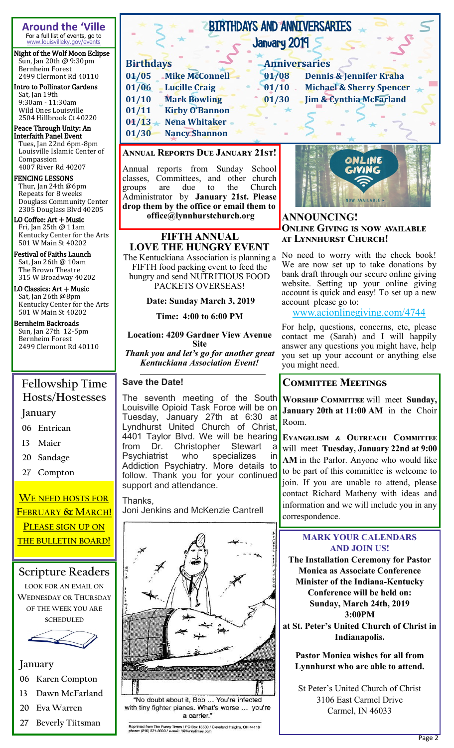## Around the 'Ville

For a full list of events, go to www.louisvilleky.gov/events

**Night of the Wolf Moon Eclipse**
Sun, Jan 20th @ 9:30pm
Bernheim Forest
2499 Clermont Rd 40110

**Intro to Pollinator Gardens**
Sat, Jan 19th
9:30am - 11:30am
Wild Ones Louisville
2504 Hillbrook Ct 40220

**Peace Through Unity: An Interfaith Panel Event**
Tues, Jan 22nd 6pm-8pm
Louisville Islamic Center of Compassion
4007 River Rd 40207

**FENCING LESSONS**
Thur, Jan 24th @6pm
Repeats for 8 weeks
Douglass Community Center
2305 Douglass Blvd 40205

**LO Coffee: Art + Music**
Fri, Jan 25th @ 11am
Kentucky Center for the Arts
501 W Main St 40202

**Festival of Faiths Launch**
Sat, Jan 26th @ 10am
The Brown Theatre
315 W Broadway 40202

**LO Classics: Art + Music**
Sat, Jan 26th @8pm
Kentucky Center for the Arts
501 W Main St 40202

**Bernheim Backroads**
Sun, Jan 27th 12-5pm
Bernheim Forest
2499 Clermont Rd 40110

## Fellowship Time Hosts/Hostesses

January

- 06 Entrican
- 13 Maier
- 20 Sandage
- 27 Compton

WE NEED HOSTS FOR FEBRUARY & MARCH! PLEASE SIGN UP ON THE BULLETIN BOARD!

## Scripture Readers

LOOK FOR AN EMAIL ON WEDNESDAY OR THURSDAY OF THE WEEK YOU ARE SCHEDULED

January

- 06 Karen Compton
- 13 Dawn McFarland
- 20 Eva Warren
- 27 Beverly Tiitsman

# BIRTHDAYS AND ANNIVERSARIES
## January 2019

### Birthdays

- 01/05 **Mike McConnell**
- 01/06 **Lucille Craig**
- 01/10 **Mark Bowling**
- 01/11 **Kirby O'Bannon**
- 01/13 **Nena Whitaker**
- 01/30 **Nancy Shannon**

### Anniversaries

- 01/08 **Dennis & Jennifer Kraha**
- 01/10 **Michael & Sherry Spencer**
- 01/30 **Jim & Cynthia McFarland**

## ANNUAL REPORTS DUE JANUARY 21ST!

Annual reports from Sunday School classes, Committees, and other church groups are due to the Church Administrator by **January 21st. Please drop them by the office or email them to office@lynnhurstchurch.org**

## FIFTH ANNUAL LOVE THE HUNGRY EVENT

The Kentuckiana Association is planning a FIFTH food packing event to feed the hungry and send NUTRITIOUS FOOD PACKETS OVERSEAS!

**Date: Sunday March 3, 2019**

**Time: 4:00 to 6:00 PM**

**Location: 4209 Gardner View Avenue Site**

***Thank you and let's go for another great Kentuckiana Association Event!***

### Save the Date!

The seventh meeting of the South Louisville Opioid Task Force will be on Tuesday, January 27th at 6:30 at Lyndhurst United Church of Christ, 4401 Taylor Blvd. We will be hearing from Dr. Christopher Stewart a Psychiatrist who specializes in Addiction Psychiatry. More details to follow. Thank you for your continued support and attendance.

Thanks,
Joni Jenkins and McKenzie Cantrell

"No doubt about it, Bob … You're infected with tiny fighter planes. What's worse … you're a carrier."

Reprinted from The Funny Times / PO Box 18530 / Cleveland Heights, OH 44118 phone: (216) 371-8600 / e-mail: ft@funnytimes.com

## ANNOUNCING!
### ONLINE GIVING IS NOW AVAILABLE AT LYNNHURST CHURCH!

No need to worry with the check book! We are now set up to take donations by bank draft through our secure online giving website. Setting up your online giving account is quick and easy! To set up a new account please go to:

www.acionlinegiving.com/4744

For help, questions, concerns, etc, please contact me (Sarah) and I will happily answer any questions you might have, help you set up your account or anything else you might need.

## COMMITTEE MEETINGS

**WORSHIP COMMITTEE** will meet **Sunday, January 20th at 11:00 AM** in the Choir Room.

**EVANGELISM & OUTREACH COMMITTEE** will meet **Tuesday, January 22nd at 9:00 AM** in the Parlor. Anyone who would like to be part of this committee is welcome to join. If you are unable to attend, please contact Richard Matheny with ideas and information and we will include you in any correspondence.

## MARK YOUR CALENDARS AND JOIN US!

**The Installation Ceremony for Pastor Monica as Associate Conference Minister of the Indiana-Kentucky Conference will be held on: Sunday, March 24th, 2019 3:00PM at St. Peter's United Church of Christ in Indianapolis.**

**Pastor Monica wishes for all from Lynnhurst who are able to attend.**

St Peter's United Church of Christ
3106 East Carmel Drive
Carmel, IN 46033